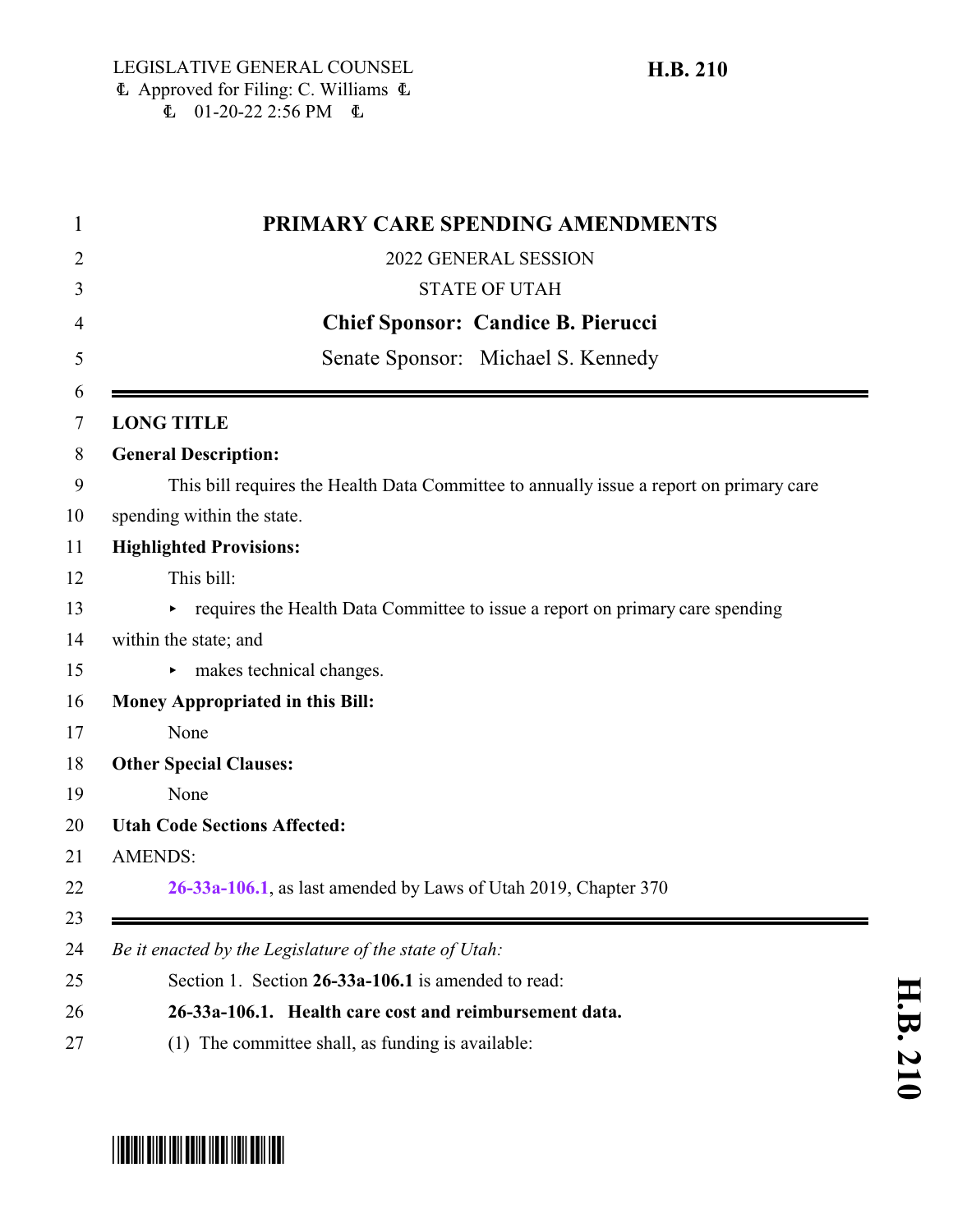LEGISLATIVE GENERAL COUNSEL
Approved for Filing: C. Williams
01-20-22 2:56 PM

**H.B. 210**

# PRIMARY CARE SPENDING AMENDMENTS

2022 GENERAL SESSION

STATE OF UTAH

**Chief Sponsor: Candice B. Pierucci**

Senate Sponsor: Michael S. Kennedy

---

**LONG TITLE**

**General Description:**

This bill requires the Health Data Committee to annually issue a report on primary care spending within the state.

**Highlighted Provisions:**

This bill:

- requires the Health Data Committee to issue a report on primary care spending within the state; and
- makes technical changes.

**Money Appropriated in this Bill:**

None

**Other Special Clauses:**

None

**Utah Code Sections Affected:**

AMENDS:

**26-33a-106.1**, as last amended by Laws of Utah 2019, Chapter 370

---

*Be it enacted by the Legislature of the state of Utah:*

Section 1. Section **26-33a-106.1** is amended to read:

**26-33a-106.1. Health care cost and reimbursement data.**

(1) The committee shall, as funding is available: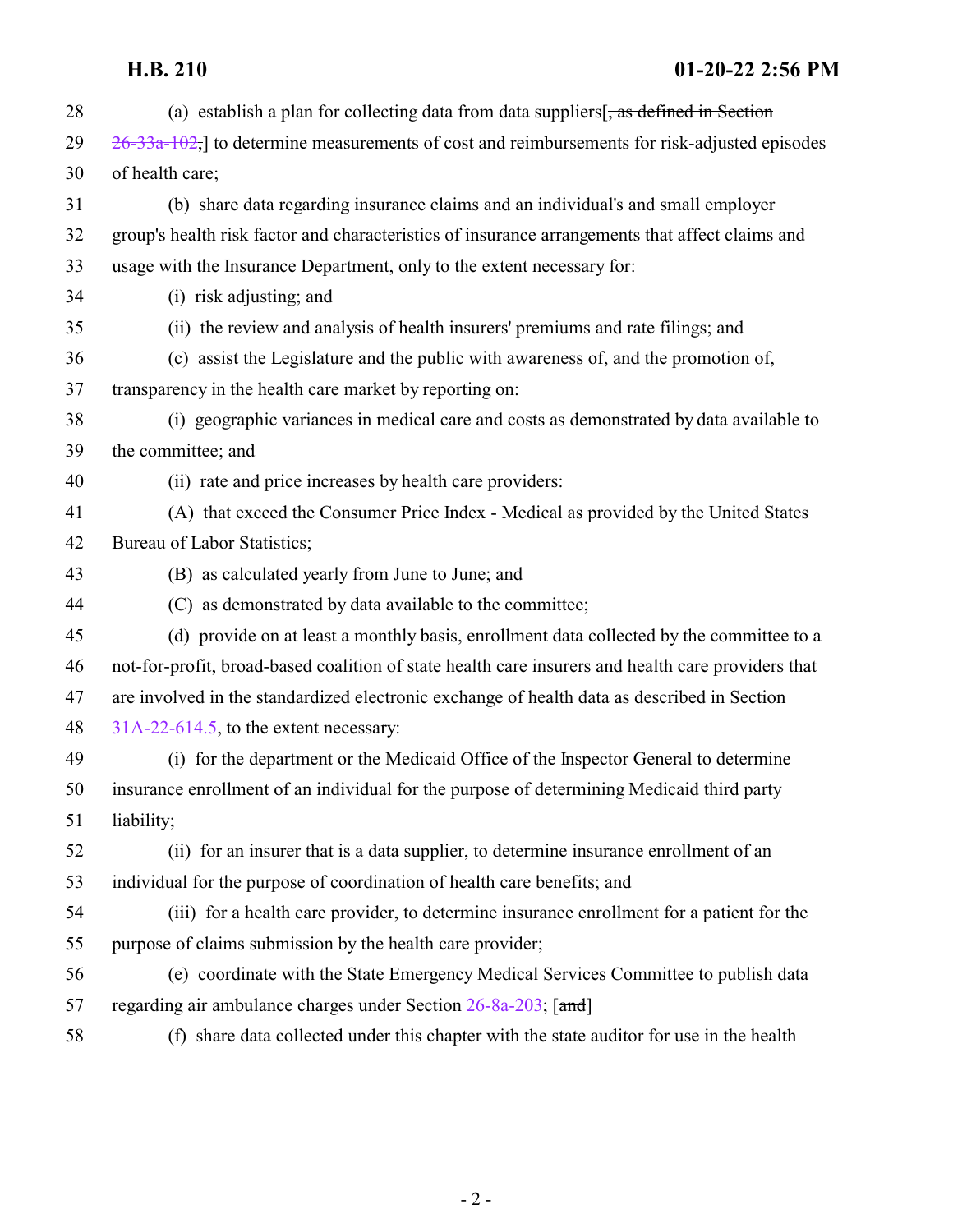(a) establish a plan for collecting data from data suppliers[~~, as defined in Section 26-33a-102,~~] to determine measurements of cost and reimbursements for risk-adjusted episodes of health care;

(b) share data regarding insurance claims and an individual's and small employer group's health risk factor and characteristics of insurance arrangements that affect claims and usage with the Insurance Department, only to the extent necessary for:

(i) risk adjusting; and

(ii) the review and analysis of health insurers' premiums and rate filings; and

(c) assist the Legislature and the public with awareness of, and the promotion of, transparency in the health care market by reporting on:

(i) geographic variances in medical care and costs as demonstrated by data available to the committee; and

(ii) rate and price increases by health care providers:

(A) that exceed the Consumer Price Index - Medical as provided by the United States Bureau of Labor Statistics;

(B) as calculated yearly from June to June; and

(C) as demonstrated by data available to the committee;

(d) provide on at least a monthly basis, enrollment data collected by the committee to a not-for-profit, broad-based coalition of state health care insurers and health care providers that are involved in the standardized electronic exchange of health data as described in Section 31A-22-614.5, to the extent necessary:

(i) for the department or the Medicaid Office of the Inspector General to determine insurance enrollment of an individual for the purpose of determining Medicaid third party liability;

(ii) for an insurer that is a data supplier, to determine insurance enrollment of an individual for the purpose of coordination of health care benefits; and

(iii) for a health care provider, to determine insurance enrollment for a patient for the purpose of claims submission by the health care provider;

(e) coordinate with the State Emergency Medical Services Committee to publish data regarding air ambulance charges under Section 26-8a-203; [~~and~~]

(f) share data collected under this chapter with the state auditor for use in the health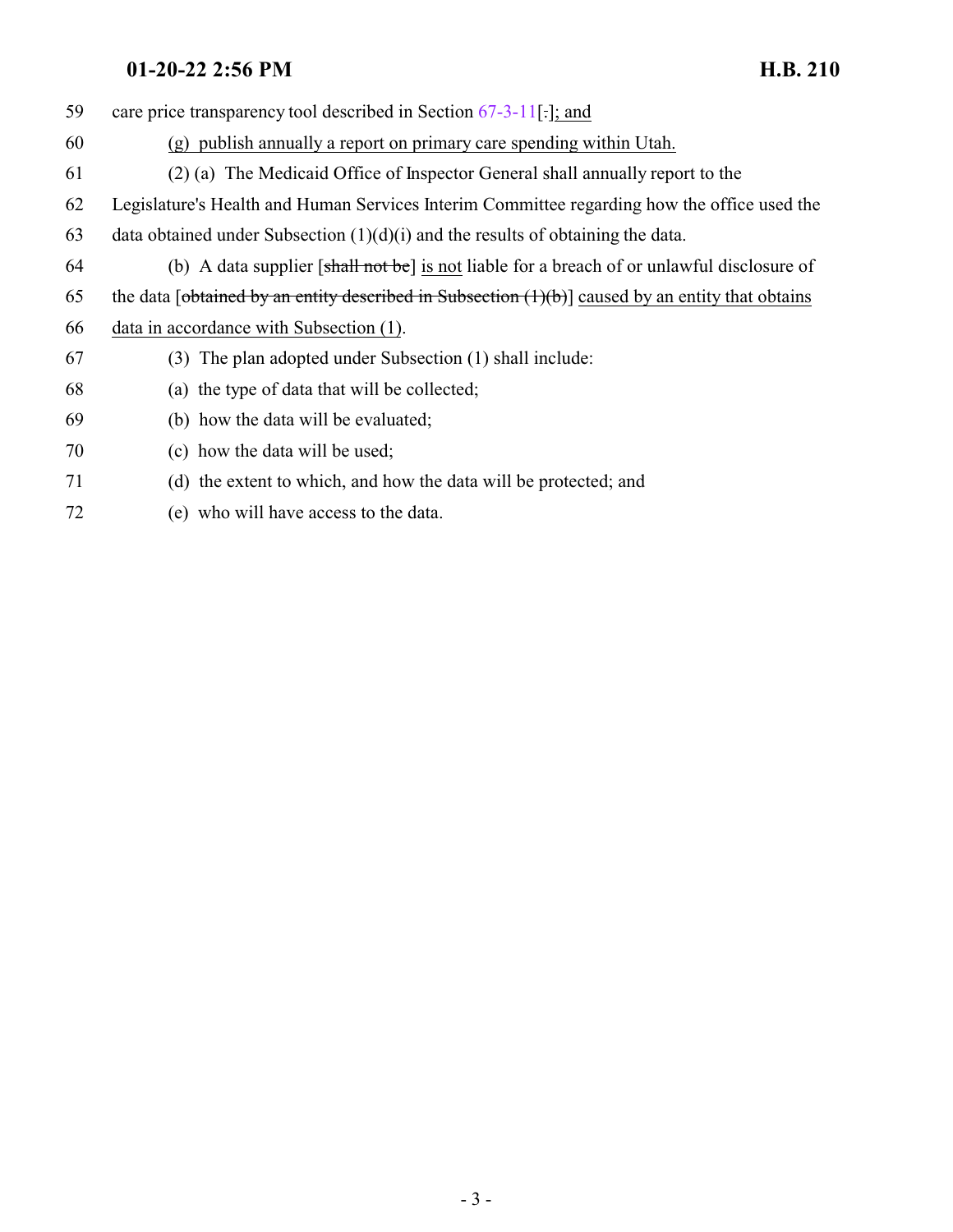59 care price transparency tool described in Section 67-3-11[.]; and

60 (g) publish annually a report on primary care spending within Utah.

61 (2) (a) The Medicaid Office of Inspector General shall annually report to the

62 Legislature's Health and Human Services Interim Committee regarding how the office used the

63 data obtained under Subsection (1)(d)(i) and the results of obtaining the data.

64 (b) A data supplier [~~shall not be~~] is not liable for a breach of or unlawful disclosure of

65 the data [~~obtained by an entity described in Subsection (1)(b)~~] caused by an entity that obtains

66 data in accordance with Subsection (1).

67 (3) The plan adopted under Subsection (1) shall include:

68 (a) the type of data that will be collected;

69 (b) how the data will be evaluated;

70 (c) how the data will be used;

71 (d) the extent to which, and how the data will be protected; and

72 (e) who will have access to the data.